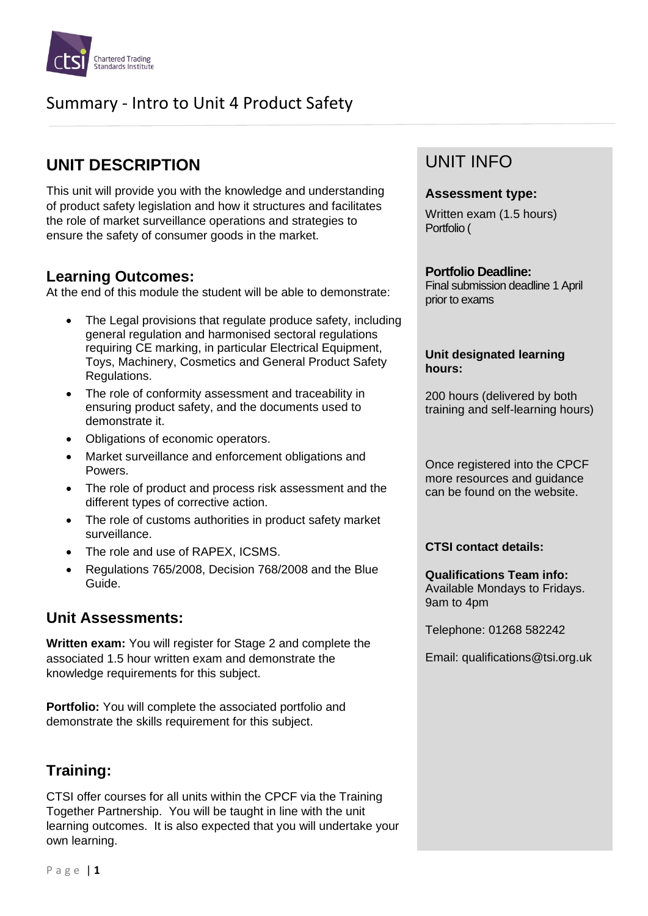# Summary - Intro to Unit 4 Product Safety

## UNIT DESCRIPTION

This unit will provide you with the knowledge and understanding of product safety legislation and how it structures and facilitates the role of market surveillance operations and strategies to ensure the safety of consumer goods in the market.

### Learning Outcomes:

At the end of this module the student will be able to demonstrate:

- The Legal provisions that regulate produce safety, including general regulation and harmonised sectoral regulations requiring CE marking, in particular Electrical Equipment, Toys, Machinery, Cosmetics and General Product Safety Regulations.
- The role of conformity assessment and traceability in ensuring product safety, and the documents used to demonstrate it.
- Obligations of economic operators.
- Market surveillance and enforcement obligations and Powers.
- The role of product and process risk assessment and the different types of corrective action.
- The role of customs authorities in product safety market surveillance.
- The role and use of RAPEX, ICSMS.
- Regulations 765/2008, Decision 768/2008 and the Blue Guide.

### Unit Assessments:

**Written exam:** You will register for Stage 2 and complete the associated 1.5 hour written exam and demonstrate the knowledge requirements for this subject.

**Portfolio:** You will complete the associated portfolio and demonstrate the skills requirement for this subject.

### Training:

CTSI offer courses for all units within the CPCF via the Training Together Partnership. You will be taught in line with the unit learning outcomes. It is also expected that you will undertake your own learning.

## UNIT INFO

**Assessment type:**

Written exam (1.5 hours)
Portfolio (

**Portfolio Deadline:**
Final submission deadline 1 April prior to exams

**Unit designated learning hours:**

200 hours (delivered by both training and self-learning hours)

Once registered into the CPCF more resources and guidance can be found on the website.

**CTSI contact details:**

**Qualifications Team info:**
Available Mondays to Fridays. 9am to 4pm

Telephone: 01268 582242

Email: qualifications@tsi.org.uk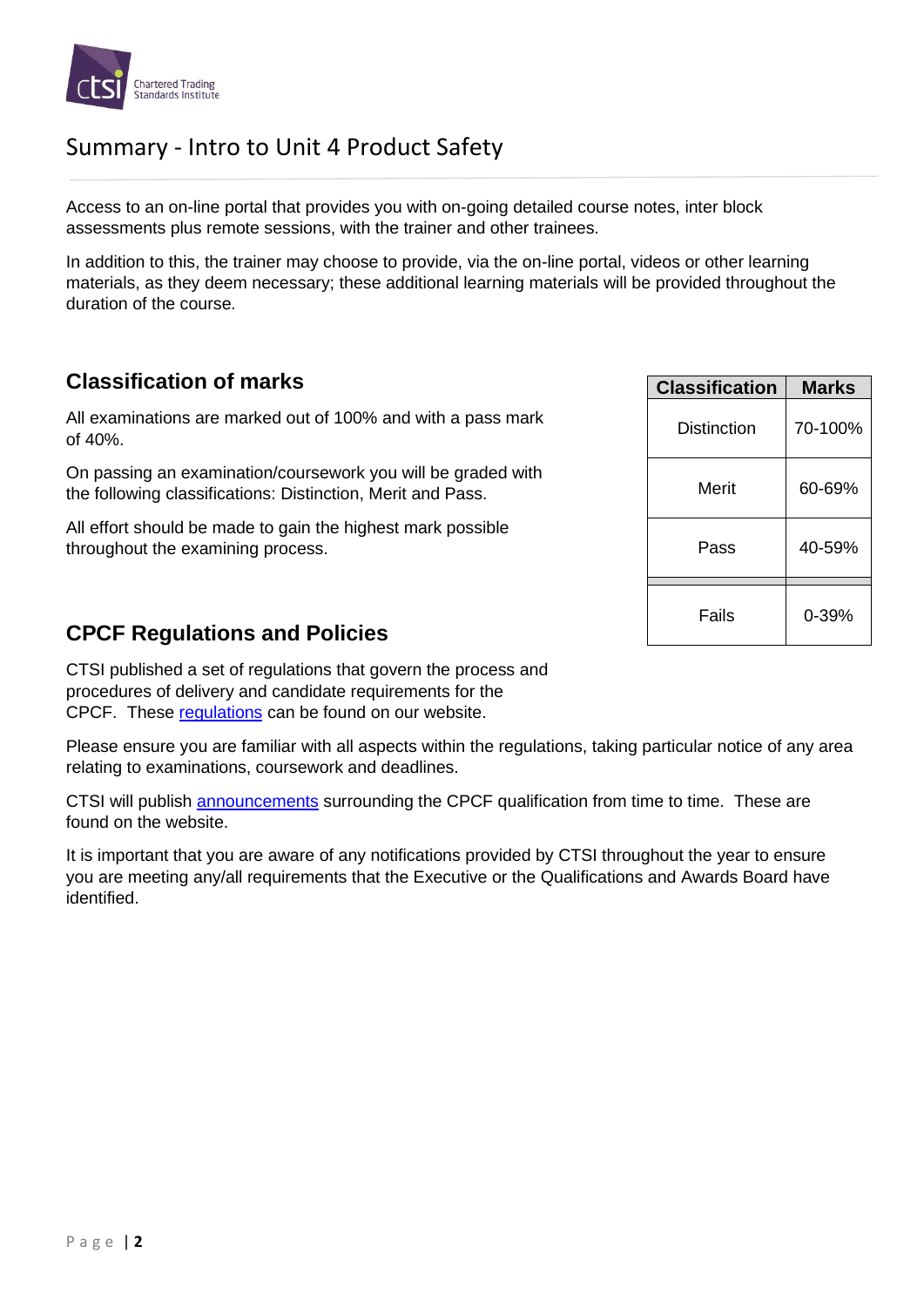# Summary - Intro to Unit 4 Product Safety

Access to an on-line portal that provides you with on-going detailed course notes, inter block assessments plus remote sessions, with the trainer and other trainees.

In addition to this, the trainer may choose to provide, via the on-line portal, videos or other learning materials, as they deem necessary; these additional learning materials will be provided throughout the duration of the course.

## Classification of marks

All examinations are marked out of 100% and with a pass mark of 40%.

On passing an examination/coursework you will be graded with the following classifications: Distinction, Merit and Pass.

All effort should be made to gain the highest mark possible throughout the examining process.

| Classification | Marks |
|---|---|
| Distinction | 70-100% |
| Merit | 60-69% |
| Pass | 40-59% |
| Fails | 0-39% |

## CPCF Regulations and Policies

CTSI published a set of regulations that govern the process and procedures of delivery and candidate requirements for the CPCF. These regulations can be found on our website.

Please ensure you are familiar with all aspects within the regulations, taking particular notice of any area relating to examinations, coursework and deadlines.

CTSI will publish announcements surrounding the CPCF qualification from time to time. These are found on the website.

It is important that you are aware of any notifications provided by CTSI throughout the year to ensure you are meeting any/all requirements that the Executive or the Qualifications and Awards Board have identified.